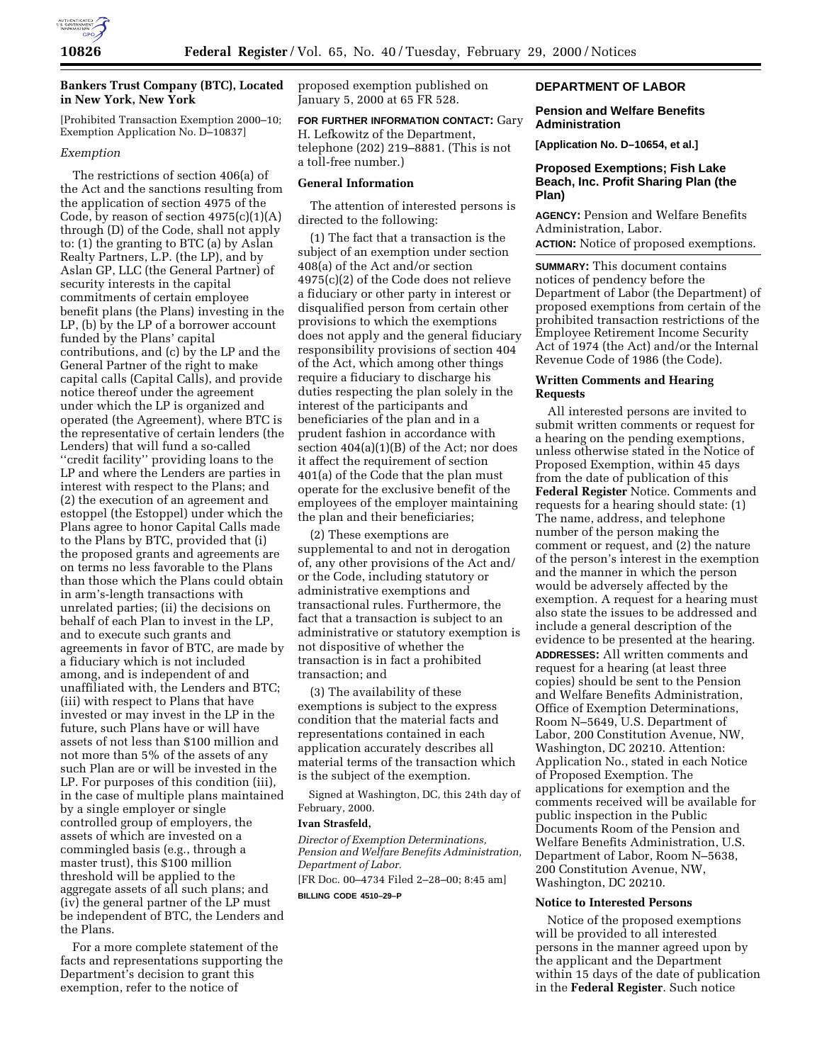## Bankers Trust Company (BTC), Located in New York, New York

[Prohibited Transaction Exemption 2000–10; Exemption Application No. D–10837]

*Exemption*

The restrictions of section 406(a) of the Act and the sanctions resulting from the application of section 4975 of the Code, by reason of section 4975(c)(1)(A) through (D) of the Code, shall not apply to: (1) the granting to BTC (a) by Aslan Realty Partners, L.P. (the LP), and by Aslan GP, LLC (the General Partner) of security interests in the capital commitments of certain employee benefit plans (the Plans) investing in the LP, (b) by the LP of a borrower account funded by the Plans' capital contributions, and (c) by the LP and the General Partner of the right to make capital calls (Capital Calls), and provide notice thereof under the agreement under which the LP is organized and operated (the Agreement), where BTC is the representative of certain lenders (the Lenders) that will fund a so-called ''credit facility'' providing loans to the LP and where the Lenders are parties in interest with respect to the Plans; and (2) the execution of an agreement and estoppel (the Estoppel) under which the Plans agree to honor Capital Calls made to the Plans by BTC, provided that (i) the proposed grants and agreements are on terms no less favorable to the Plans than those which the Plans could obtain in arm's-length transactions with unrelated parties; (ii) the decisions on behalf of each Plan to invest in the LP, and to execute such grants and agreements in favor of BTC, are made by a fiduciary which is not included among, and is independent of and unaffiliated with, the Lenders and BTC; (iii) with respect to Plans that have invested or may invest in the LP in the future, such Plans have or will have assets of not less than $100 million and not more than 5% of the assets of any such Plan are or will be invested in the LP. For purposes of this condition (iii), in the case of multiple plans maintained by a single employer or single controlled group of employers, the assets of which are invested on a commingled basis (e.g., through a master trust), this $100 million threshold will be applied to the aggregate assets of all such plans; and (iv) the general partner of the LP must be independent of BTC, the Lenders and the Plans.

For a more complete statement of the facts and representations supporting the Department's decision to grant this exemption, refer to the notice of proposed exemption published on January 5, 2000 at 65 FR 528.

**FOR FURTHER INFORMATION CONTACT:** Gary H. Lefkowitz of the Department, telephone (202) 219–8881. (This is not a toll-free number.)

### General Information

The attention of interested persons is directed to the following:

(1) The fact that a transaction is the subject of an exemption under section 408(a) of the Act and/or section 4975(c)(2) of the Code does not relieve a fiduciary or other party in interest or disqualified person from certain other provisions to which the exemptions does not apply and the general fiduciary responsibility provisions of section 404 of the Act, which among other things require a fiduciary to discharge his duties respecting the plan solely in the interest of the participants and beneficiaries of the plan and in a prudent fashion in accordance with section 404(a)(1)(B) of the Act; nor does it affect the requirement of section 401(a) of the Code that the plan must operate for the exclusive benefit of the employees of the employer maintaining the plan and their beneficiaries;

(2) These exemptions are supplemental to and not in derogation of, any other provisions of the Act and/or the Code, including statutory or administrative exemptions and transactional rules. Furthermore, the fact that a transaction is subject to an administrative or statutory exemption is not dispositive of whether the transaction is in fact a prohibited transaction; and

(3) The availability of these exemptions is subject to the express condition that the material facts and representations contained in each application accurately describes all material terms of the transaction which is the subject of the exemption.

Signed at Washington, DC, this 24th day of February, 2000.

**Ivan Strasfeld,**

*Director of Exemption Determinations, Pension and Welfare Benefits Administration, Department of Labor.*

[FR Doc. 00–4734 Filed 2–28–00; 8:45 am]

**BILLING CODE 4510–29–P**

## DEPARTMENT OF LABOR

### Pension and Welfare Benefits Administration

**[Application No. D–10654, et al.]**

### Proposed Exemptions; Fish Lake Beach, Inc. Profit Sharing Plan (the Plan)

**AGENCY:** Pension and Welfare Benefits Administration, Labor.

**ACTION:** Notice of proposed exemptions.

**SUMMARY:** This document contains notices of pendency before the Department of Labor (the Department) of proposed exemptions from certain of the prohibited transaction restrictions of the Employee Retirement Income Security Act of 1974 (the Act) and/or the Internal Revenue Code of 1986 (the Code).

### Written Comments and Hearing Requests

All interested persons are invited to submit written comments or request for a hearing on the pending exemptions, unless otherwise stated in the Notice of Proposed Exemption, within 45 days from the date of publication of this **Federal Register** Notice. Comments and requests for a hearing should state: (1) The name, address, and telephone number of the person making the comment or request, and (2) the nature of the person's interest in the exemption and the manner in which the person would be adversely affected by the exemption. A request for a hearing must also state the issues to be addressed and include a general description of the evidence to be presented at the hearing.

**ADDRESSES:** All written comments and request for a hearing (at least three copies) should be sent to the Pension and Welfare Benefits Administration, Office of Exemption Determinations, Room N–5649, U.S. Department of Labor, 200 Constitution Avenue, NW, Washington, DC 20210. Attention: Application No., stated in each Notice of Proposed Exemption. The applications for exemption and the comments received will be available for public inspection in the Public Documents Room of the Pension and Welfare Benefits Administration, U.S. Department of Labor, Room N–5638, 200 Constitution Avenue, NW, Washington, DC 20210.

### Notice to Interested Persons

Notice of the proposed exemptions will be provided to all interested persons in the manner agreed upon by the applicant and the Department within 15 days of the date of publication in the **Federal Register**. Such notice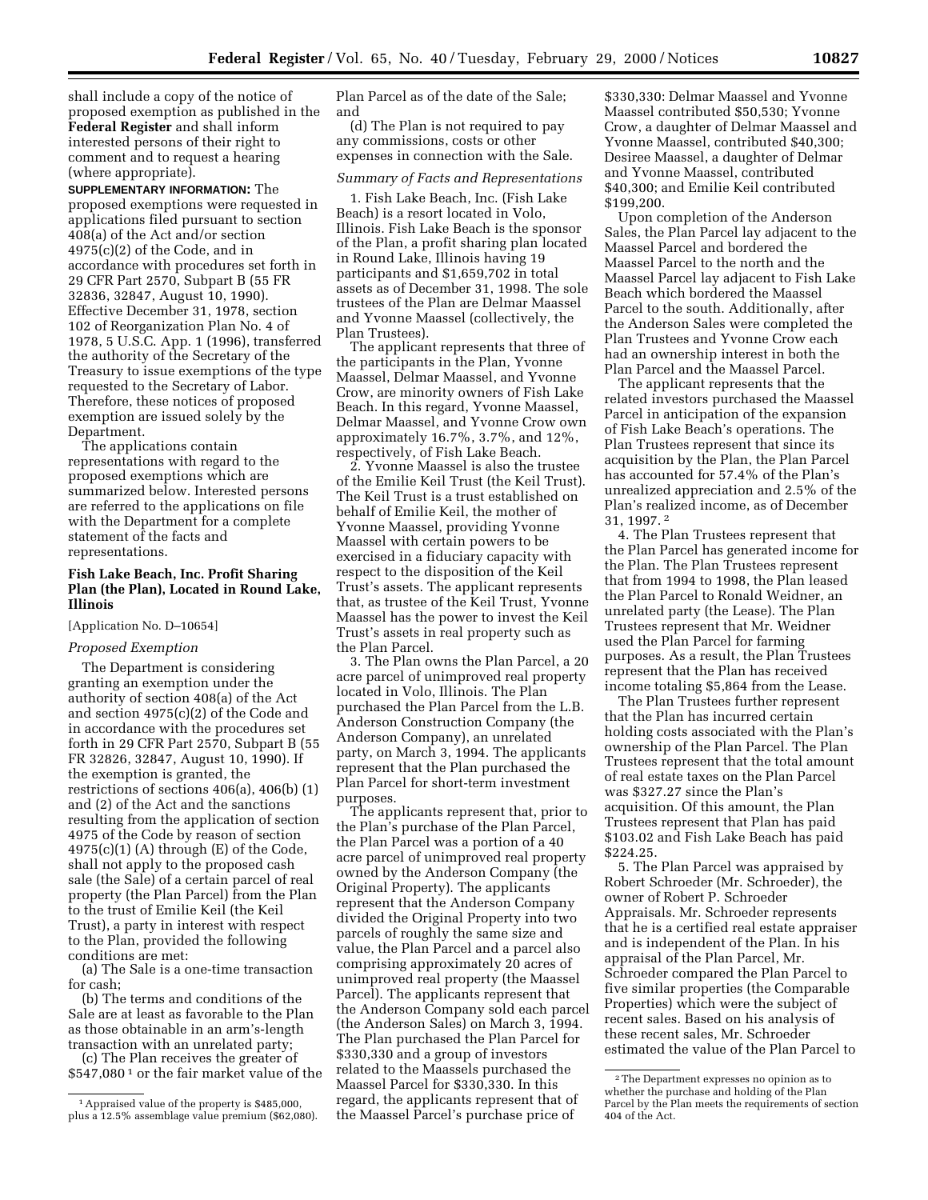shall include a copy of the notice of proposed exemption as published in the **Federal Register** and shall inform interested persons of their right to comment and to request a hearing (where appropriate).

**SUPPLEMENTARY INFORMATION:** The proposed exemptions were requested in applications filed pursuant to section 408(a) of the Act and/or section 4975(c)(2) of the Code, and in accordance with procedures set forth in 29 CFR Part 2570, Subpart B (55 FR 32836, 32847, August 10, 1990). Effective December 31, 1978, section 102 of Reorganization Plan No. 4 of 1978, 5 U.S.C. App. 1 (1996), transferred the authority of the Secretary of the Treasury to issue exemptions of the type requested to the Secretary of Labor. Therefore, these notices of proposed exemption are issued solely by the Department.

The applications contain representations with regard to the proposed exemptions which are summarized below. Interested persons are referred to the applications on file with the Department for a complete statement of the facts and representations.

### Fish Lake Beach, Inc. Profit Sharing Plan (the Plan), Located in Round Lake, Illinois

[Application No. D–10654]

*Proposed Exemption*

The Department is considering granting an exemption under the authority of section 408(a) of the Act and section 4975(c)(2) of the Code and in accordance with the procedures set forth in 29 CFR Part 2570, Subpart B (55 FR 32826, 32847, August 10, 1990). If the exemption is granted, the restrictions of sections 406(a), 406(b) (1) and (2) of the Act and the sanctions resulting from the application of section 4975 of the Code by reason of section 4975(c)(1) (A) through (E) of the Code, shall not apply to the proposed cash sale (the Sale) of a certain parcel of real property (the Plan Parcel) from the Plan to the trust of Emilie Keil (the Keil Trust), a party in interest with respect to the Plan, provided the following conditions are met:

(a) The Sale is a one-time transaction for cash;

(b) The terms and conditions of the Sale are at least as favorable to the Plan as those obtainable in an arm's-length transaction with an unrelated party;

(c) The Plan receives the greater of $547,080 [1] or the fair market value of the Plan Parcel as of the date of the Sale; and

(d) The Plan is not required to pay any commissions, costs or other expenses in connection with the Sale.

*Summary of Facts and Representations*

1. Fish Lake Beach, Inc. (Fish Lake Beach) is a resort located in Volo, Illinois. Fish Lake Beach is the sponsor of the Plan, a profit sharing plan located in Round Lake, Illinois having 19 participants and $1,659,702 in total assets as of December 31, 1998. The sole trustees of the Plan are Delmar Maassel and Yvonne Maassel (collectively, the Plan Trustees).

The applicant represents that three of the participants in the Plan, Yvonne Maassel, Delmar Maassel, and Yvonne Crow, are minority owners of Fish Lake Beach. In this regard, Yvonne Maassel, Delmar Maassel, and Yvonne Crow own approximately 16.7%, 3.7%, and 12%, respectively, of Fish Lake Beach.

2. Yvonne Maassel is also the trustee of the Emilie Keil Trust (the Keil Trust). The Keil Trust is a trust established on behalf of Emilie Keil, the mother of Yvonne Maassel, providing Yvonne Maassel with certain powers to be exercised in a fiduciary capacity with respect to the disposition of the Keil Trust's assets. The applicant represents that, as trustee of the Keil Trust, Yvonne Maassel has the power to invest the Keil Trust's assets in real property such as the Plan Parcel.

3. The Plan owns the Plan Parcel, a 20 acre parcel of unimproved real property located in Volo, Illinois. The Plan purchased the Plan Parcel from the L.B. Anderson Construction Company (the Anderson Company), an unrelated party, on March 3, 1994. The applicants represent that the Plan purchased the Plan Parcel for short-term investment purposes.

The applicants represent that, prior to the Plan's purchase of the Plan Parcel, the Plan Parcel was a portion of a 40 acre parcel of unimproved real property owned by the Anderson Company (the Original Property). The applicants represent that the Anderson Company divided the Original Property into two parcels of roughly the same size and value, the Plan Parcel and a parcel also comprising approximately 20 acres of unimproved real property (the Maassel Parcel). The applicants represent that the Anderson Company sold each parcel (the Anderson Sales) on March 3, 1994. The Plan purchased the Plan Parcel for $330,330 and a group of investors related to the Maassels purchased the Maassel Parcel for $330,330. In this regard, the applicants represent that of the Maassel Parcel's purchase price of $330,330: Delmar Maassel and Yvonne Maassel contributed $50,530; Yvonne Crow, a daughter of Delmar Maassel and Yvonne Maassel, contributed $40,300; Desiree Maassel, a daughter of Delmar and Yvonne Maassel, contributed $40,300; and Emilie Keil contributed $199,200.

Upon completion of the Anderson Sales, the Plan Parcel lay adjacent to the Maassel Parcel and bordered the Maassel Parcel to the north and the Maassel Parcel lay adjacent to Fish Lake Beach which bordered the Maassel Parcel to the south. Additionally, after the Anderson Sales were completed the Plan Trustees and Yvonne Crow each had an ownership interest in both the Plan Parcel and the Maassel Parcel.

The applicant represents that the related investors purchased the Maassel Parcel in anticipation of the expansion of Fish Lake Beach's operations. The Plan Trustees represent that since its acquisition by the Plan, the Plan Parcel has accounted for 57.4% of the Plan's unrealized appreciation and 2.5% of the Plan's realized income, as of December 31, 1997. [2]

4. The Plan Trustees represent that the Plan Parcel has generated income for the Plan. The Plan Trustees represent that from 1994 to 1998, the Plan leased the Plan Parcel to Ronald Weidner, an unrelated party (the Lease). The Plan Trustees represent that Mr. Weidner used the Plan Parcel for farming purposes. As a result, the Plan Trustees represent that the Plan has received income totaling $5,864 from the Lease.

The Plan Trustees further represent that the Plan has incurred certain holding costs associated with the Plan's ownership of the Plan Parcel. The Plan Trustees represent that the total amount of real estate taxes on the Plan Parcel was $327.27 since the Plan's acquisition. Of this amount, the Plan Trustees represent that Plan has paid $103.02 and Fish Lake Beach has paid $224.25.

5. The Plan Parcel was appraised by Robert Schroeder (Mr. Schroeder), the owner of Robert P. Schroeder Appraisals. Mr. Schroeder represents that he is a certified real estate appraiser and is independent of the Plan. In his appraisal of the Plan Parcel, Mr. Schroeder compared the Plan Parcel to five similar properties (the Comparable Properties) which were the subject of recent sales. Based on his analysis of these recent sales, Mr. Schroeder estimated the value of the Plan Parcel to

---

[1] Appraised value of the property is $485,000, plus a 12.5% assemblage value premium ($62,080).

[2] The Department expresses no opinion as to whether the purchase and holding of the Plan Parcel by the Plan meets the requirements of section 404 of the Act.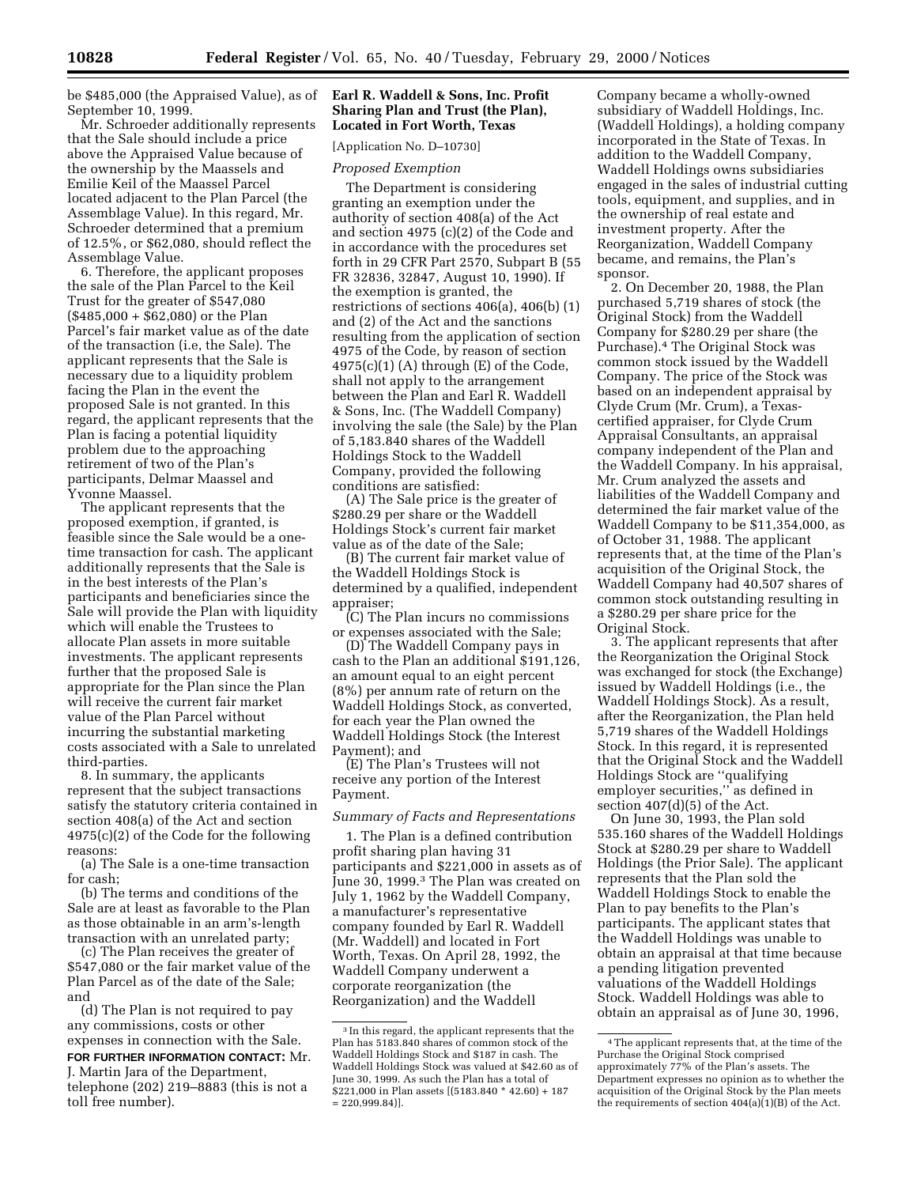be $485,000 (the Appraised Value), as of September 10, 1999.

Mr. Schroeder additionally represents that the Sale should include a price above the Appraised Value because of the ownership by the Maassels and Emilie Keil of the Maassel Parcel located adjacent to the Plan Parcel (the Assemblage Value). In this regard, Mr. Schroeder determined that a premium of 12.5%, or $62,080, should reflect the Assemblage Value.

6. Therefore, the applicant proposes the sale of the Plan Parcel to the Keil Trust for the greater of $547,080 ($485,000 + $62,080) or the Plan Parcel's fair market value as of the date of the transaction (i.e, the Sale). The applicant represents that the Sale is necessary due to a liquidity problem facing the Plan in the event the proposed Sale is not granted. In this regard, the applicant represents that the Plan is facing a potential liquidity problem due to the approaching retirement of two of the Plan's participants, Delmar Maassel and Yvonne Maassel.

The applicant represents that the proposed exemption, if granted, is feasible since the Sale would be a one-time transaction for cash. The applicant additionally represents that the Sale is in the best interests of the Plan's participants and beneficiaries since the Sale will provide the Plan with liquidity which will enable the Trustees to allocate Plan assets in more suitable investments. The applicant represents further that the proposed Sale is appropriate for the Plan since the Plan will receive the current fair market value of the Plan Parcel without incurring the substantial marketing costs associated with a Sale to unrelated third-parties.

8. In summary, the applicants represent that the subject transactions satisfy the statutory criteria contained in section 408(a) of the Act and section 4975(c)(2) of the Code for the following reasons:

(a) The Sale is a one-time transaction for cash;

(b) The terms and conditions of the Sale are at least as favorable to the Plan as those obtainable in an arm's-length transaction with an unrelated party;

(c) The Plan receives the greater of $547,080 or the fair market value of the Plan Parcel as of the date of the Sale; and

(d) The Plan is not required to pay any commissions, costs or other expenses in connection with the Sale.

**FOR FURTHER INFORMATION CONTACT:** Mr. J. Martin Jara of the Department, telephone (202) 219–8883 (this is not a toll free number).

## Earl R. Waddell & Sons, Inc. Profit Sharing Plan and Trust (the Plan), Located in Fort Worth, Texas

[Application No. D–10730]

*Proposed Exemption*

The Department is considering granting an exemption under the authority of section 408(a) of the Act and section 4975 (c)(2) of the Code and in accordance with the procedures set forth in 29 CFR Part 2570, Subpart B (55 FR 32836, 32847, August 10, 1990). If the exemption is granted, the restrictions of sections 406(a), 406(b) (1) and (2) of the Act and the sanctions resulting from the application of section 4975 of the Code, by reason of section 4975(c)(1) (A) through (E) of the Code, shall not apply to the arrangement between the Plan and Earl R. Waddell & Sons, Inc. (The Waddell Company) involving the sale (the Sale) by the Plan of 5,183.840 shares of the Waddell Holdings Stock to the Waddell Company, provided the following conditions are satisfied:

(A) The Sale price is the greater of $280.29 per share or the Waddell Holdings Stock's current fair market value as of the date of the Sale;

(B) The current fair market value of the Waddell Holdings Stock is determined by a qualified, independent appraiser;

(C) The Plan incurs no commissions or expenses associated with the Sale;

(D) The Waddell Company pays in cash to the Plan an additional $191,126, an amount equal to an eight percent (8%) per annum rate of return on the Waddell Holdings Stock, as converted, for each year the Plan owned the Waddell Holdings Stock (the Interest Payment); and

(E) The Plan's Trustees will not receive any portion of the Interest Payment.

*Summary of Facts and Representations*

1. The Plan is a defined contribution profit sharing plan having 31 participants and $221,000 in assets as of June 30, 1999.[3] The Plan was created on July 1, 1962 by the Waddell Company, a manufacturer's representative company founded by Earl R. Waddell (Mr. Waddell) and located in Fort Worth, Texas. On April 28, 1992, the Waddell Company underwent a corporate reorganization (the Reorganization) and the Waddell Company became a wholly-owned subsidiary of Waddell Holdings, Inc. (Waddell Holdings), a holding company incorporated in the State of Texas. In addition to the Waddell Company, Waddell Holdings owns subsidiaries engaged in the sales of industrial cutting tools, equipment, and supplies, and in the ownership of real estate and investment property. After the Reorganization, Waddell Company became, and remains, the Plan's sponsor.

2. On December 20, 1988, the Plan purchased 5,719 shares of stock (the Original Stock) from the Waddell Company for $280.29 per share (the Purchase).[4] The Original Stock was common stock issued by the Waddell Company. The price of the Stock was based on an independent appraisal by Clyde Crum (Mr. Crum), a Texas-certified appraiser, for Clyde Crum Appraisal Consultants, an appraisal company independent of the Plan and the Waddell Company. In his appraisal, Mr. Crum analyzed the assets and liabilities of the Waddell Company and determined the fair market value of the Waddell Company to be $11,354,000, as of October 31, 1988. The applicant represents that, at the time of the Plan's acquisition of the Original Stock, the Waddell Company had 40,507 shares of common stock outstanding resulting in a $280.29 per share price for the Original Stock.

3. The applicant represents that after the Reorganization the Original Stock was exchanged for stock (the Exchange) issued by Waddell Holdings (i.e., the Waddell Holdings Stock). As a result, after the Reorganization, the Plan held 5,719 shares of the Waddell Holdings Stock. In this regard, it is represented that the Original Stock and the Waddell Holdings Stock are "qualifying employer securities," as defined in section 407(d)(5) of the Act.

On June 30, 1993, the Plan sold 535.160 shares of the Waddell Holdings Stock at $280.29 per share to Waddell Holdings (the Prior Sale). The applicant represents that the Plan sold the Waddell Holdings Stock to enable the Plan to pay benefits to the Plan's participants. The applicant states that the Waddell Holdings was unable to obtain an appraisal at that time because a pending litigation prevented valuations of the Waddell Holdings Stock. Waddell Holdings was able to obtain an appraisal as of June 30, 1996,

---

[3] In this regard, the applicant represents that the Plan has 5183.840 shares of common stock of the Waddell Holdings Stock and $187 in cash. The Waddell Holdings Stock was valued at $42.60 as of June 30, 1999. As such the Plan has a total of $221,000 in Plan assets [(5183.840 * 42.60) + 187 = 220,999.84)].

[4] The applicant represents that, at the time of the Purchase the Original Stock comprised approximately 77% of the Plan's assets. The Department expresses no opinion as to whether the acquisition of the Original Stock by the Plan meets the requirements of section 404(a)(1)(B) of the Act.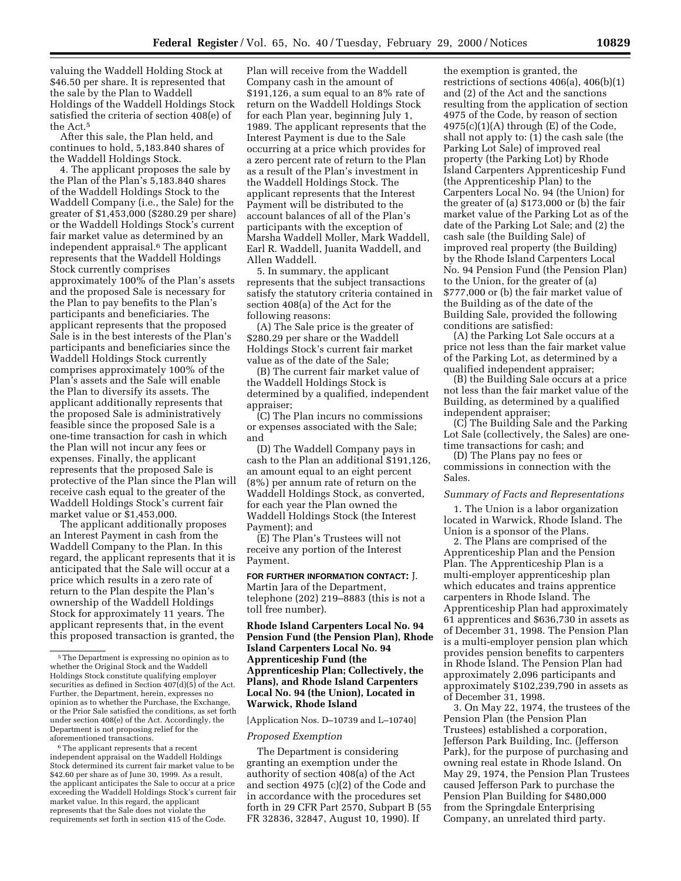valuing the Waddell Holding Stock at $46.50 per share. It is represented that the sale by the Plan to Waddell Holdings of the Waddell Holdings Stock satisfied the criteria of section 408(e) of the Act.[5]

After this sale, the Plan held, and continues to hold, 5,183.840 shares of the Waddell Holdings Stock.

4. The applicant proposes the sale by the Plan of the Plan's 5,183.840 shares of the Waddell Holdings Stock to the Waddell Company (i.e., the Sale) for the greater of $1,453,000 ($280.29 per share) or the Waddell Holdings Stock's current fair market value as determined by an independent appraisal.[6] The applicant represents that the Waddell Holdings Stock currently comprises approximately 100% of the Plan's assets and the proposed Sale is necessary for the Plan to pay benefits to the Plan's participants and beneficiaries. The applicant represents that the proposed Sale is in the best interests of the Plan's participants and beneficiaries since the Waddell Holdings Stock currently comprises approximately 100% of the Plan's assets and the Sale will enable the Plan to diversify its assets. The applicant additionally represents that the proposed Sale is administratively feasible since the proposed Sale is a one-time transaction for cash in which the Plan will not incur any fees or expenses. Finally, the applicant represents that the proposed Sale is protective of the Plan since the Plan will receive cash equal to the greater of the Waddell Holdings Stock's current fair market value or $1,453,000.

The applicant additionally proposes an Interest Payment in cash from the Waddell Company to the Plan. In this regard, the applicant represents that it is anticipated that the Sale will occur at a price which results in a zero rate of return to the Plan despite the Plan's ownership of the Waddell Holdings Stock for approximately 11 years. The applicant represents that, in the event this proposed transaction is granted, the Plan will receive from the Waddell Company cash in the amount of $191,126, a sum equal to an 8% rate of return on the Waddell Holdings Stock for each Plan year, beginning July 1, 1989. The applicant represents that the Interest Payment is due to the Sale occurring at a price which provides for a zero percent rate of return to the Plan as a result of the Plan's investment in the Waddell Holdings Stock. The applicant represents that the Interest Payment will be distributed to the account balances of all of the Plan's participants with the exception of Marsha Waddell Moller, Mark Waddell, Earl R. Waddell, Juanita Waddell, and Allen Waddell.

5. In summary, the applicant represents that the subject transactions satisfy the statutory criteria contained in section 408(a) of the Act for the following reasons:

(A) The Sale price is the greater of $280.29 per share or the Waddell Holdings Stock's current fair market value as of the date of the Sale;

(B) The current fair market value of the Waddell Holdings Stock is determined by a qualified, independent appraiser;

(C) The Plan incurs no commissions or expenses associated with the Sale; and

(D) The Waddell Company pays in cash to the Plan an additional $191,126, an amount equal to an eight percent (8%) per annum rate of return on the Waddell Holdings Stock, as converted, for each year the Plan owned the Waddell Holdings Stock (the Interest Payment); and

(E) The Plan's Trustees will not receive any portion of the Interest Payment.

**FOR FURTHER INFORMATION CONTACT:** J. Martin Jara of the Department, telephone (202) 219–8883 (this is not a toll free number).

[5] The Department is expressing no opinion as to whether the Original Stock and the Waddell Holdings Stock constitute qualifying employer securities as defined in Section 407(d)(5) of the Act. Further, the Department, herein, expresses no opinion as to whether the Purchase, the Exchange, or the Prior Sale satisfied the conditions, as set forth under section 408(e) of the Act. Accordingly, the Department is not proposing relief for the aforementioned transactions.

[6] The applicant represents that a recent independent appraisal on the Waddell Holdings Stock determined its current fair market value to be $42.60 per share as of June 30, 1999. As a result, the applicant anticipates the Sale to occur at a price exceeding the Waddell Holdings Stock's current fair market value. In this regard, the applicant represents that the Sale does not violate the requirements set forth in section 415 of the Code.

## Rhode Island Carpenters Local No. 94 Pension Fund (the Pension Plan), Rhode Island Carpenters Local No. 94 Apprenticeship Fund (the Apprenticeship Plan; Collectively, the Plans), and Rhode Island Carpenters Local No. 94 (the Union), Located in Warwick, Rhode Island

[Application Nos. D–10739 and L–10740]

### *Proposed Exemption*

The Department is considering granting an exemption under the authority of section 408(a) of the Act and section 4975 (c)(2) of the Code and in accordance with the procedures set forth in 29 CFR Part 2570, Subpart B (55 FR 32836, 32847, August 10, 1990). If the exemption is granted, the restrictions of sections 406(a), 406(b)(1) and (2) of the Act and the sanctions resulting from the application of section 4975 of the Code, by reason of section 4975(c)(1)(A) through (E) of the Code, shall not apply to: (1) the cash sale (the Parking Lot Sale) of improved real property (the Parking Lot) by Rhode Island Carpenters Apprenticeship Fund (the Apprenticeship Plan) to the Carpenters Local No. 94 (the Union) for the greater of (a) $173,000 or (b) the fair market value of the Parking Lot as of the date of the Parking Lot Sale; and (2) the cash sale (the Building Sale) of improved real property (the Building) by the Rhode Island Carpenters Local No. 94 Pension Fund (the Pension Plan) to the Union, for the greater of (a) $777,000 or (b) the fair market value of the Building as of the date of the Building Sale, provided the following conditions are satisfied:

(A) the Parking Lot Sale occurs at a price not less than the fair market value of the Parking Lot, as determined by a qualified independent appraiser;

(B) the Building Sale occurs at a price not less than the fair market value of the Building, as determined by a qualified independent appraiser;

(C) The Building Sale and the Parking Lot Sale (collectively, the Sales) are one-time transactions for cash; and

(D) The Plans pay no fees or commissions in connection with the Sales.

### *Summary of Facts and Representations*

1. The Union is a labor organization located in Warwick, Rhode Island. The Union is a sponsor of the Plans.

2. The Plans are comprised of the Apprenticeship Plan and the Pension Plan. The Apprenticeship Plan is a multi-employer apprenticeship plan which educates and trains apprentice carpenters in Rhode Island. The Apprenticeship Plan had approximately 61 apprentices and $636,730 in assets as of December 31, 1998. The Pension Plan is a multi-employer pension plan which provides pension benefits to carpenters in Rhode Island. The Pension Plan had approximately 2,096 participants and approximately $102,239,790 in assets as of December 31, 1998.

3. On May 22, 1974, the trustees of the Pension Plan (the Pension Plan Trustees) established a corporation, Jefferson Park Building, Inc. (Jefferson Park), for the purpose of purchasing and owning real estate in Rhode Island. On May 29, 1974, the Pension Plan Trustees caused Jefferson Park to purchase the Pension Plan Building for $480,000 from the Springdale Enterprising Company, an unrelated third party.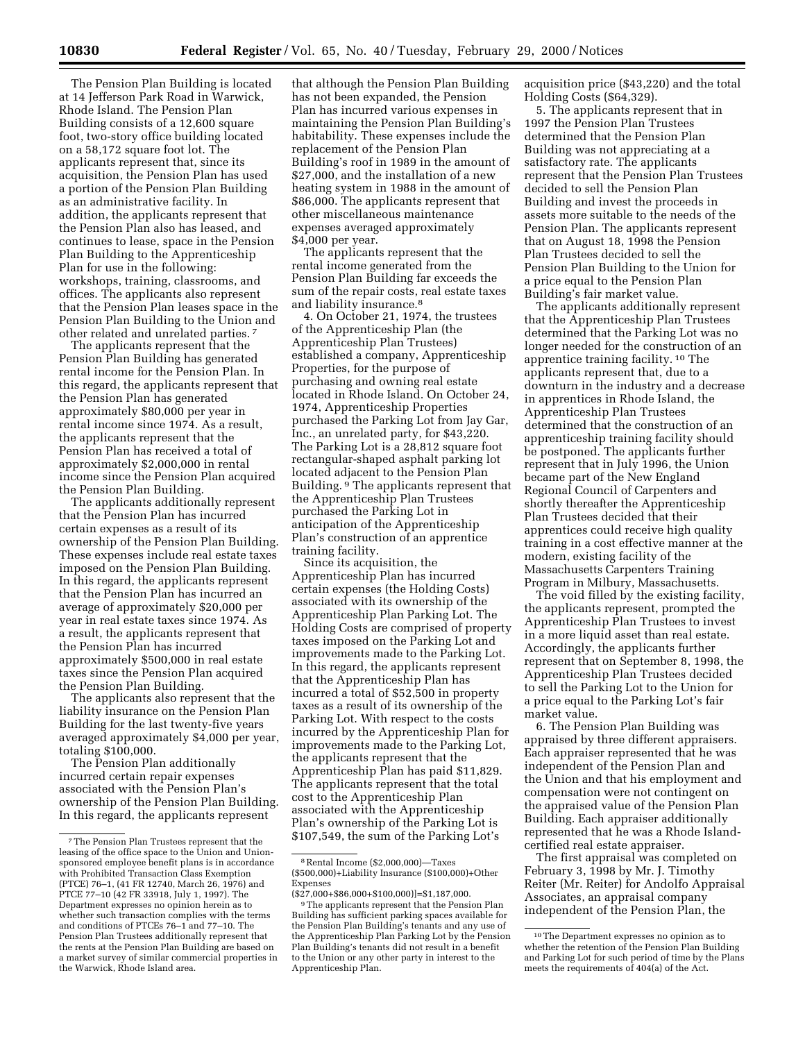The Pension Plan Building is located at 14 Jefferson Park Road in Warwick, Rhode Island. The Pension Plan Building consists of a 12,600 square foot, two-story office building located on a 58,172 square foot lot. The applicants represent that, since its acquisition, the Pension Plan has used a portion of the Pension Plan Building as an administrative facility. In addition, the applicants represent that the Pension Plan also has leased, and continues to lease, space in the Pension Plan Building to the Apprenticeship Plan for use in the following: workshops, training, classrooms, and offices. The applicants also represent that the Pension Plan leases space in the Pension Plan Building to the Union and other related and unrelated parties. [7]

The applicants represent that the Pension Plan Building has generated rental income for the Pension Plan. In this regard, the applicants represent that the Pension Plan has generated approximately $80,000 per year in rental income since 1974. As a result, the applicants represent that the Pension Plan has received a total of approximately $2,000,000 in rental income since the Pension Plan acquired the Pension Plan Building.

The applicants additionally represent that the Pension Plan has incurred certain expenses as a result of its ownership of the Pension Plan Building. These expenses include real estate taxes imposed on the Pension Plan Building. In this regard, the applicants represent that the Pension Plan has incurred an average of approximately $20,000 per year in real estate taxes since 1974. As a result, the applicants represent that the Pension Plan has incurred approximately $500,000 in real estate taxes since the Pension Plan acquired the Pension Plan Building.

The applicants also represent that the liability insurance on the Pension Plan Building for the last twenty-five years averaged approximately $4,000 per year, totaling $100,000.

The Pension Plan additionally incurred certain repair expenses associated with the Pension Plan's ownership of the Pension Plan Building. In this regard, the applicants represent that although the Pension Plan Building has not been expanded, the Pension Plan has incurred various expenses in maintaining the Pension Plan Building's habitability. These expenses include the replacement of the Pension Plan Building's roof in 1989 in the amount of $27,000, and the installation of a new heating system in 1988 in the amount of $86,000. The applicants represent that other miscellaneous maintenance expenses averaged approximately $4,000 per year.

The applicants represent that the rental income generated from the Pension Plan Building far exceeds the sum of the repair costs, real estate taxes and liability insurance.[8]

4. On October 21, 1974, the trustees of the Apprenticeship Plan (the Apprenticeship Plan Trustees) established a company, Apprenticeship Properties, for the purpose of purchasing and owning real estate located in Rhode Island. On October 24, 1974, Apprenticeship Properties purchased the Parking Lot from Jay Gar, Inc., an unrelated party, for $43,220. The Parking Lot is a 28,812 square foot rectangular-shaped asphalt parking lot located adjacent to the Pension Plan Building. [9] The applicants represent that the Apprenticeship Plan Trustees purchased the Parking Lot in anticipation of the Apprenticeship Plan's construction of an apprentice training facility.

Since its acquisition, the Apprenticeship Plan has incurred certain expenses (the Holding Costs) associated with its ownership of the Apprenticeship Plan Parking Lot. The Holding Costs are comprised of property taxes imposed on the Parking Lot and improvements made to the Parking Lot. In this regard, the applicants represent that the Apprenticeship Plan has incurred a total of $52,500 in property taxes as a result of its ownership of the Parking Lot. With respect to the costs incurred by the Apprenticeship Plan for improvements made to the Parking Lot, the applicants represent that the Apprenticeship Plan has paid $11,829. The applicants represent that the total cost to the Apprenticeship Plan associated with the Apprenticeship Plan's ownership of the Parking Lot is $107,549, the sum of the Parking Lot's acquisition price ($43,220) and the total Holding Costs ($64,329).

5. The applicants represent that in 1997 the Pension Plan Trustees determined that the Pension Plan Building was not appreciating at a satisfactory rate. The applicants represent that the Pension Plan Trustees decided to sell the Pension Plan Building and invest the proceeds in assets more suitable to the needs of the Pension Plan. The applicants represent that on August 18, 1998 the Pension Plan Trustees decided to sell the Pension Plan Building to the Union for a price equal to the Pension Plan Building's fair market value.

The applicants additionally represent that the Apprenticeship Plan Trustees determined that the Parking Lot was no longer needed for the construction of an apprentice training facility. [10] The applicants represent that, due to a downturn in the industry and a decrease in apprentices in Rhode Island, the Apprenticeship Plan Trustees determined that the construction of an apprenticeship training facility should be postponed. The applicants further represent that in July 1996, the Union became part of the New England Regional Council of Carpenters and shortly thereafter the Apprenticeship Plan Trustees decided that their apprentices could receive high quality training in a cost effective manner at the modern, existing facility of the Massachusetts Carpenters Training Program in Milbury, Massachusetts.

The void filled by the existing facility, the applicants represent, prompted the Apprenticeship Plan Trustees to invest in a more liquid asset than real estate. Accordingly, the applicants further represent that on September 8, 1998, the Apprenticeship Plan Trustees decided to sell the Parking Lot to the Union for a price equal to the Parking Lot's fair market value.

6. The Pension Plan Building was appraised by three different appraisers. Each appraiser represented that he was independent of the Pension Plan and the Union and that his employment and compensation were not contingent on the appraised value of the Pension Plan Building. Each appraiser additionally represented that he was a Rhode Island-certified real estate appraiser.

The first appraisal was completed on February 3, 1998 by Mr. J. Timothy Reiter (Mr. Reiter) for Andolfo Appraisal Associates, an appraisal company independent of the Pension Plan, the

---

[7] The Pension Plan Trustees represent that the leasing of the office space to the Union and Union-sponsored employee benefit plans is in accordance with Prohibited Transaction Class Exemption (PTCE) 76–1, (41 FR 12740, March 26, 1976) and PTCE 77–10 (42 FR 33918, July 1, 1997). The Department expresses no opinion herein as to whether such transaction complies with the terms and conditions of PTCEs 76–1 and 77–10. The Pension Plan Trustees additionally represent that the rents at the Pension Plan Building are based on a market survey of similar commercial properties in the Warwick, Rhode Island area.

[8] Rental Income ($2,000,000)—Taxes ($500,000)+Liability Insurance ($100,000)+Other Expenses ($27,000+$86,000+$100,000)]=$1,187,000.

[9] The applicants represent that the Pension Plan Building has sufficient parking spaces available for the Pension Plan Building's tenants and any use of the Apprenticeship Plan Parking Lot by the Pension Plan Building's tenants did not result in a benefit to the Union or any other party in interest to the Apprenticeship Plan.

[10] The Department expresses no opinion as to whether the retention of the Pension Plan Building and Parking Lot for such period of time by the Plans meets the requirements of 404(a) of the Act.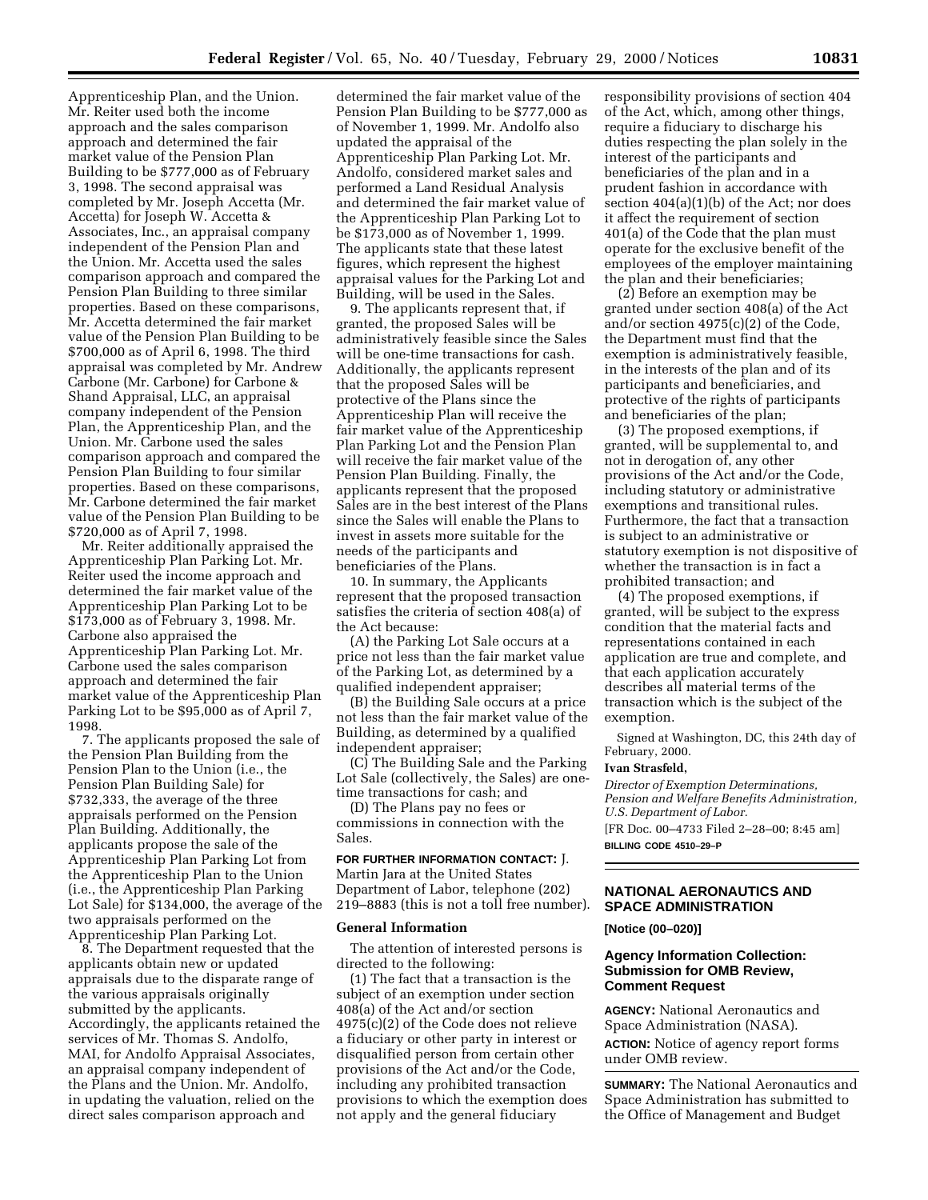Apprenticeship Plan, and the Union. Mr. Reiter used both the income approach and the sales comparison approach and determined the fair market value of the Pension Plan Building to be $777,000 as of February 3, 1998. The second appraisal was completed by Mr. Joseph Accetta (Mr. Accetta) for Joseph W. Accetta & Associates, Inc., an appraisal company independent of the Pension Plan and the Union. Mr. Accetta used the sales comparison approach and compared the Pension Plan Building to three similar properties. Based on these comparisons, Mr. Accetta determined the fair market value of the Pension Plan Building to be $700,000 as of April 6, 1998. The third appraisal was completed by Mr. Andrew Carbone (Mr. Carbone) for Carbone & Shand Appraisal, LLC, an appraisal company independent of the Pension Plan, the Apprenticeship Plan, and the Union. Mr. Carbone used the sales comparison approach and compared the Pension Plan Building to four similar properties. Based on these comparisons, Mr. Carbone determined the fair market value of the Pension Plan Building to be $720,000 as of April 7, 1998.

Mr. Reiter additionally appraised the Apprenticeship Plan Parking Lot. Mr. Reiter used the income approach and determined the fair market value of the Apprenticeship Plan Parking Lot to be $173,000 as of February 3, 1998. Mr. Carbone also appraised the Apprenticeship Plan Parking Lot. Mr. Carbone used the sales comparison approach and determined the fair market value of the Apprenticeship Plan Parking Lot to be $95,000 as of April 7, 1998.

7. The applicants proposed the sale of the Pension Plan Building from the Pension Plan to the Union (i.e., the Pension Plan Building Sale) for $732,333, the average of the three appraisals performed on the Pension Plan Building. Additionally, the applicants propose the sale of the Apprenticeship Plan Parking Lot from the Apprenticeship Plan to the Union (i.e., the Apprenticeship Plan Parking Lot Sale) for $134,000, the average of the two appraisals performed on the Apprenticeship Plan Parking Lot.

8. The Department requested that the applicants obtain new or updated appraisals due to the disparate range of the various appraisals originally submitted by the applicants. Accordingly, the applicants retained the services of Mr. Thomas S. Andolfo, MAI, for Andolfo Appraisal Associates, an appraisal company independent of the Plans and the Union. Mr. Andolfo, in updating the valuation, relied on the direct sales comparison approach and determined the fair market value of the Pension Plan Building to be $777,000 as of November 1, 1999. Mr. Andolfo also updated the appraisal of the Apprenticeship Plan Parking Lot. Mr. Andolfo, considered market sales and performed a Land Residual Analysis and determined the fair market value of the Apprenticeship Plan Parking Lot to be $173,000 as of November 1, 1999. The applicants state that these latest figures, which represent the highest appraisal values for the Parking Lot and Building, will be used in the Sales.

9. The applicants represent that, if granted, the proposed Sales will be administratively feasible since the Sales will be one-time transactions for cash. Additionally, the applicants represent that the proposed Sales will be protective of the Plans since the Apprenticeship Plan will receive the fair market value of the Apprenticeship Plan Parking Lot and the Pension Plan will receive the fair market value of the Pension Plan Building. Finally, the applicants represent that the proposed Sales are in the best interest of the Plans since the Sales will enable the Plans to invest in assets more suitable for the needs of the participants and beneficiaries of the Plans.

10. In summary, the Applicants represent that the proposed transaction satisfies the criteria of section 408(a) of the Act because:

(A) the Parking Lot Sale occurs at a price not less than the fair market value of the Parking Lot, as determined by a qualified independent appraiser;

(B) the Building Sale occurs at a price not less than the fair market value of the Building, as determined by a qualified independent appraiser;

(C) The Building Sale and the Parking Lot Sale (collectively, the Sales) are one-time transactions for cash; and

(D) The Plans pay no fees or commissions in connection with the Sales.

**FOR FURTHER INFORMATION CONTACT:** J. Martin Jara at the United States Department of Labor, telephone (202) 219–8883 (this is not a toll free number).

**General Information**

The attention of interested persons is directed to the following:

(1) The fact that a transaction is the subject of an exemption under section 408(a) of the Act and/or section 4975(c)(2) of the Code does not relieve a fiduciary or other party in interest or disqualified person from certain other provisions of the Act and/or the Code, including any prohibited transaction provisions to which the exemption does not apply and the general fiduciary responsibility provisions of section 404 of the Act, which, among other things, require a fiduciary to discharge his duties respecting the plan solely in the interest of the participants and beneficiaries of the plan and in a prudent fashion in accordance with section 404(a)(1)(b) of the Act; nor does it affect the requirement of section 401(a) of the Code that the plan must operate for the exclusive benefit of the employees of the employer maintaining the plan and their beneficiaries;

(2) Before an exemption may be granted under section 408(a) of the Act and/or section 4975(c)(2) of the Code, the Department must find that the exemption is administratively feasible, in the interests of the plan and of its participants and beneficiaries, and protective of the rights of participants and beneficiaries of the plan;

(3) The proposed exemptions, if granted, will be supplemental to, and not in derogation of, any other provisions of the Act and/or the Code, including statutory or administrative exemptions and transitional rules. Furthermore, the fact that a transaction is subject to an administrative or statutory exemption is not dispositive of whether the transaction is in fact a prohibited transaction; and

(4) The proposed exemptions, if granted, will be subject to the express condition that the material facts and representations contained in each application are true and complete, and that each application accurately describes all material terms of the transaction which is the subject of the exemption.

Signed at Washington, DC, this 24th day of February, 2000.

**Ivan Strasfeld,**

*Director of Exemption Determinations, Pension and Welfare Benefits Administration, U.S. Department of Labor.*

[FR Doc. 00–4733 Filed 2–28–00; 8:45 am]

**BILLING CODE 4510–29–P**

## NATIONAL AERONAUTICS AND SPACE ADMINISTRATION

**[Notice (00–020)]**

### Agency Information Collection: Submission for OMB Review, Comment Request

**AGENCY:** National Aeronautics and Space Administration (NASA).

**ACTION:** Notice of agency report forms under OMB review.

**SUMMARY:** The National Aeronautics and Space Administration has submitted to the Office of Management and Budget